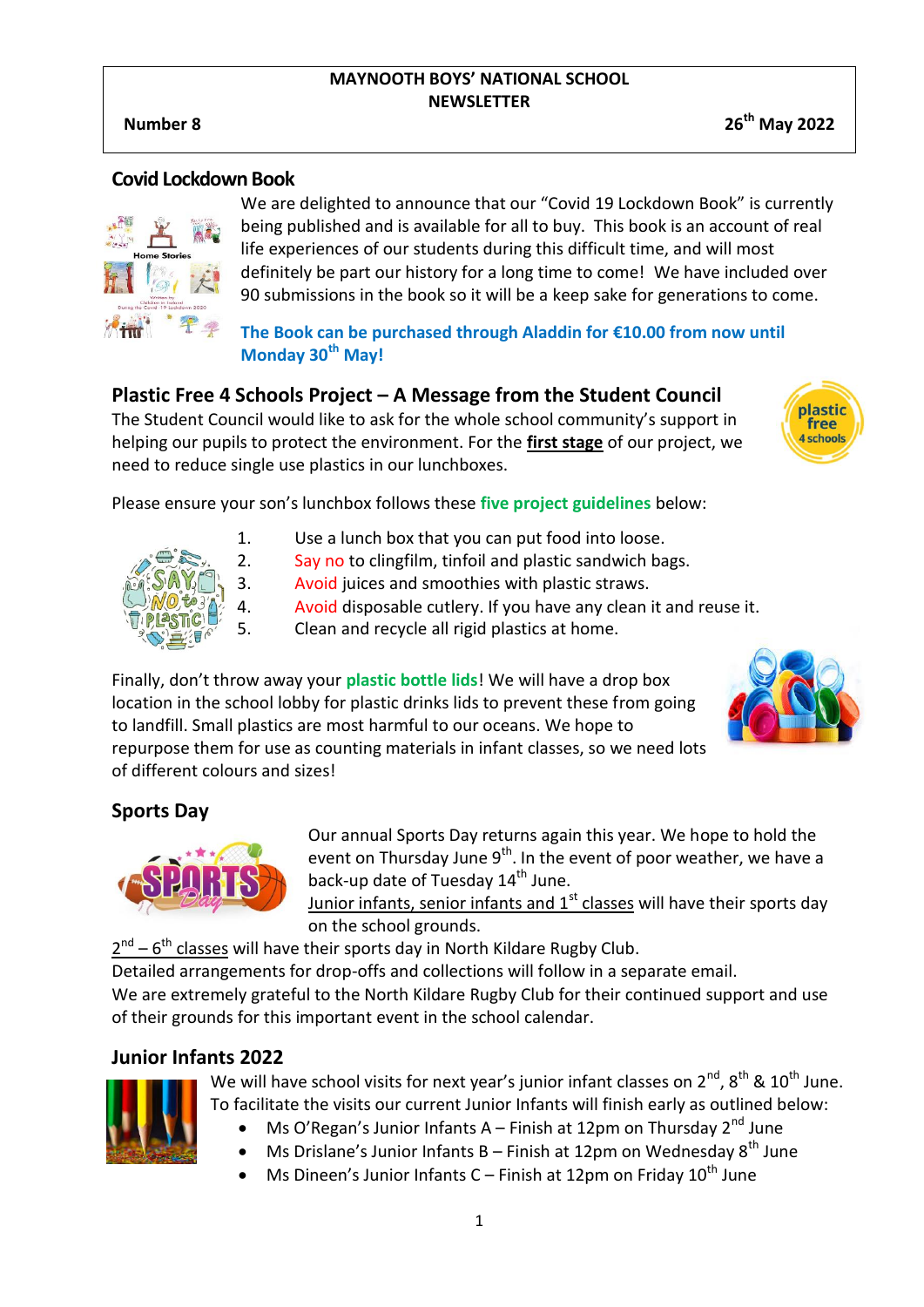**MAYNOOTH BOYS' NATIONAL SCHOOL**
**NEWSLETTER**

**Number 8** — **26th May 2022**

## Covid Lockdown Book

We are delighted to announce that our "Covid 19 Lockdown Book" is currently being published and is available for all to buy. This book is an account of real life experiences of our students during this difficult time, and will most definitely be part our history for a long time to come! We have included over 90 submissions in the book so it will be a keep sake for generations to come.

**The Book can be purchased through Aladdin for €10.00 from now until Monday 30th May!**

## Plastic Free 4 Schools Project – A Message from the Student Council

The Student Council would like to ask for the whole school community's support in helping our pupils to protect the environment. For the **first stage** of our project, we need to reduce single use plastics in our lunchboxes.

Please ensure your son's lunchbox follows these **five project guidelines** below:

1. Use a lunch box that you can put food into loose.
2. Say no to clingfilm, tinfoil and plastic sandwich bags.
3. Avoid juices and smoothies with plastic straws.
4. Avoid disposable cutlery. If you have any clean it and reuse it.
5. Clean and recycle all rigid plastics at home.

Finally, don't throw away your **plastic bottle lids**! We will have a drop box location in the school lobby for plastic drinks lids to prevent these from going to landfill. Small plastics are most harmful to our oceans. We hope to repurpose them for use as counting materials in infant classes, so we need lots of different colours and sizes!

## Sports Day

Our annual Sports Day returns again this year. We hope to hold the event on Thursday June 9th. In the event of poor weather, we have a back-up date of Tuesday 14th June.
Junior infants, senior infants and 1st classes will have their sports day on the school grounds.
2nd – 6th classes will have their sports day in North Kildare Rugby Club.
Detailed arrangements for drop-offs and collections will follow in a separate email.
We are extremely grateful to the North Kildare Rugby Club for their continued support and use of their grounds for this important event in the school calendar.

## Junior Infants 2022

We will have school visits for next year's junior infant classes on 2nd, 8th & 10th June.
To facilitate the visits our current Junior Infants will finish early as outlined below:

- Ms O'Regan's Junior Infants A – Finish at 12pm on Thursday 2nd June
- Ms Drislane's Junior Infants B – Finish at 12pm on Wednesday 8th June
- Ms Dineen's Junior Infants C – Finish at 12pm on Friday 10th June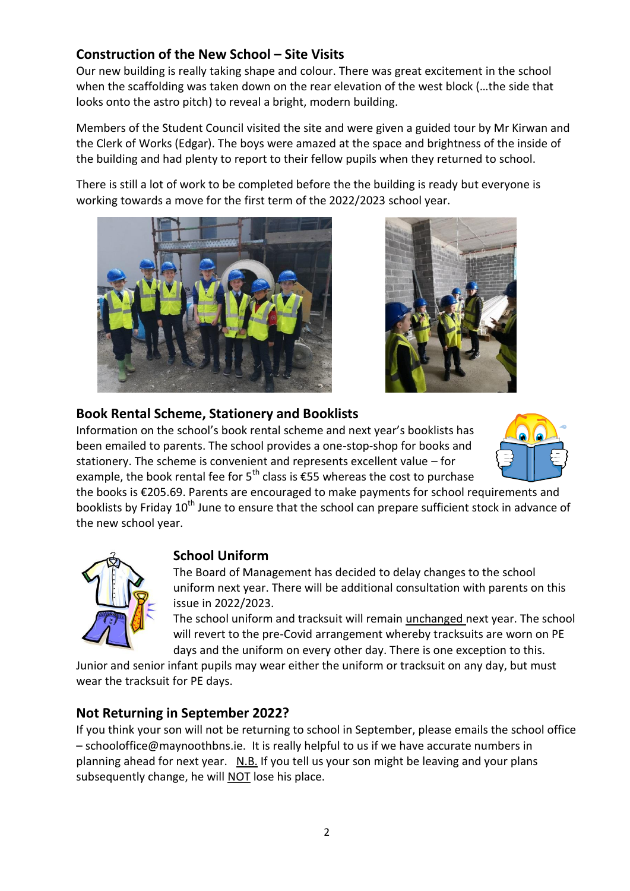## Construction of the New School – Site Visits

Our new building is really taking shape and colour. There was great excitement in the school when the scaffolding was taken down on the rear elevation of the west block (…the side that looks onto the astro pitch) to reveal a bright, modern building.

Members of the Student Council visited the site and were given a guided tour by Mr Kirwan and the Clerk of Works (Edgar). The boys were amazed at the space and brightness of the inside of the building and had plenty to report to their fellow pupils when they returned to school.

There is still a lot of work to be completed before the the building is ready but everyone is working towards a move for the first term of the 2022/2023 school year.

## Book Rental Scheme, Stationery and Booklists

Information on the school's book rental scheme and next year's booklists has been emailed to parents. The school provides a one-stop-shop for books and stationery. The scheme is convenient and represents excellent value – for example, the book rental fee for 5th class is €55 whereas the cost to purchase the books is €205.69. Parents are encouraged to make payments for school requirements and booklists by Friday 10th June to ensure that the school can prepare sufficient stock in advance of the new school year.

## School Uniform

The Board of Management has decided to delay changes to the school uniform next year. There will be additional consultation with parents on this issue in 2022/2023.

The school uniform and tracksuit will remain unchanged next year. The school will revert to the pre-Covid arrangement whereby tracksuits are worn on PE days and the uniform on every other day. There is one exception to this. Junior and senior infant pupils may wear either the uniform or tracksuit on any day, but must wear the tracksuit for PE days.

## Not Returning in September 2022?

If you think your son will not be returning to school in September, please emails the school office – schooloffice@maynoothbns.ie. It is really helpful to us if we have accurate numbers in planning ahead for next year. N.B. If you tell us your son might be leaving and your plans subsequently change, he will NOT lose his place.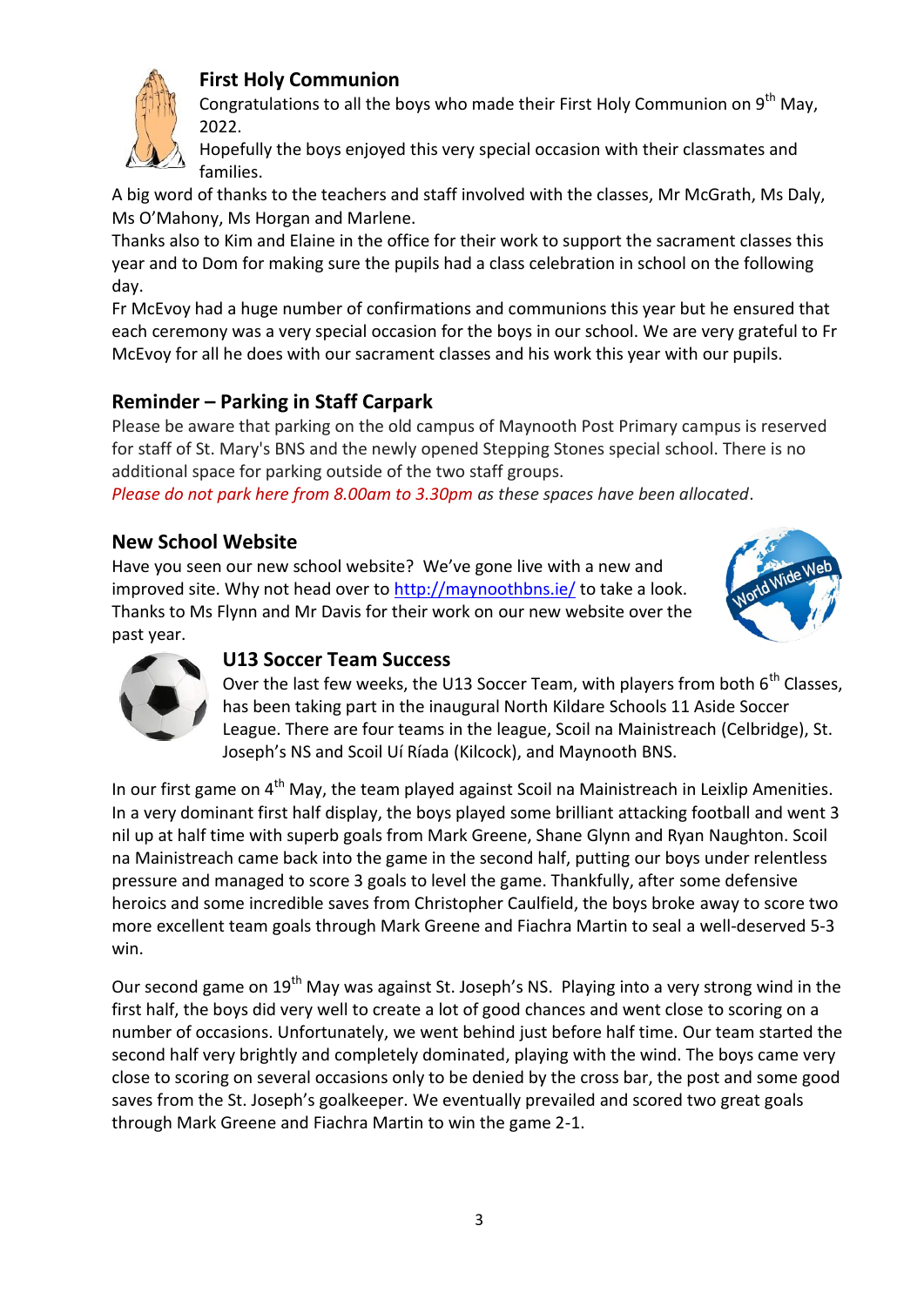## First Holy Communion

Congratulations to all the boys who made their First Holy Communion on 9th May, 2022.

Hopefully the boys enjoyed this very special occasion with their classmates and families.

A big word of thanks to the teachers and staff involved with the classes, Mr McGrath, Ms Daly, Ms O'Mahony, Ms Horgan and Marlene.

Thanks also to Kim and Elaine in the office for their work to support the sacrament classes this year and to Dom for making sure the pupils had a class celebration in school on the following day.

Fr McEvoy had a huge number of confirmations and communions this year but he ensured that each ceremony was a very special occasion for the boys in our school. We are very grateful to Fr McEvoy for all he does with our sacrament classes and his work this year with our pupils.

## Reminder – Parking in Staff Carpark

Please be aware that parking on the old campus of Maynooth Post Primary campus is reserved for staff of St. Mary's BNS and the newly opened Stepping Stones special school. There is no additional space for parking outside of the two staff groups.

*Please do not park here from 8.00am to 3.30pm as these spaces have been allocated*.

## New School Website

Have you seen our new school website? We've gone live with a new and improved site. Why not head over to [http://maynoothbns.ie/](http://maynoothbns.ie/) to take a look. Thanks to Ms Flynn and Mr Davis for their work on our new website over the past year.

## U13 Soccer Team Success

Over the last few weeks, the U13 Soccer Team, with players from both 6th Classes, has been taking part in the inaugural North Kildare Schools 11 Aside Soccer League. There are four teams in the league, Scoil na Mainistreach (Celbridge), St. Joseph's NS and Scoil Uí Ríada (Kilcock), and Maynooth BNS.

In our first game on 4th May, the team played against Scoil na Mainistreach in Leixlip Amenities. In a very dominant first half display, the boys played some brilliant attacking football and went 3 nil up at half time with superb goals from Mark Greene, Shane Glynn and Ryan Naughton. Scoil na Mainistreach came back into the game in the second half, putting our boys under relentless pressure and managed to score 3 goals to level the game. Thankfully, after some defensive heroics and some incredible saves from Christopher Caulfield, the boys broke away to score two more excellent team goals through Mark Greene and Fiachra Martin to seal a well-deserved 5-3 win.

Our second game on 19th May was against St. Joseph's NS. Playing into a very strong wind in the first half, the boys did very well to create a lot of good chances and went close to scoring on a number of occasions. Unfortunately, we went behind just before half time. Our team started the second half very brightly and completely dominated, playing with the wind. The boys came very close to scoring on several occasions only to be denied by the cross bar, the post and some good saves from the St. Joseph's goalkeeper. We eventually prevailed and scored two great goals through Mark Greene and Fiachra Martin to win the game 2-1.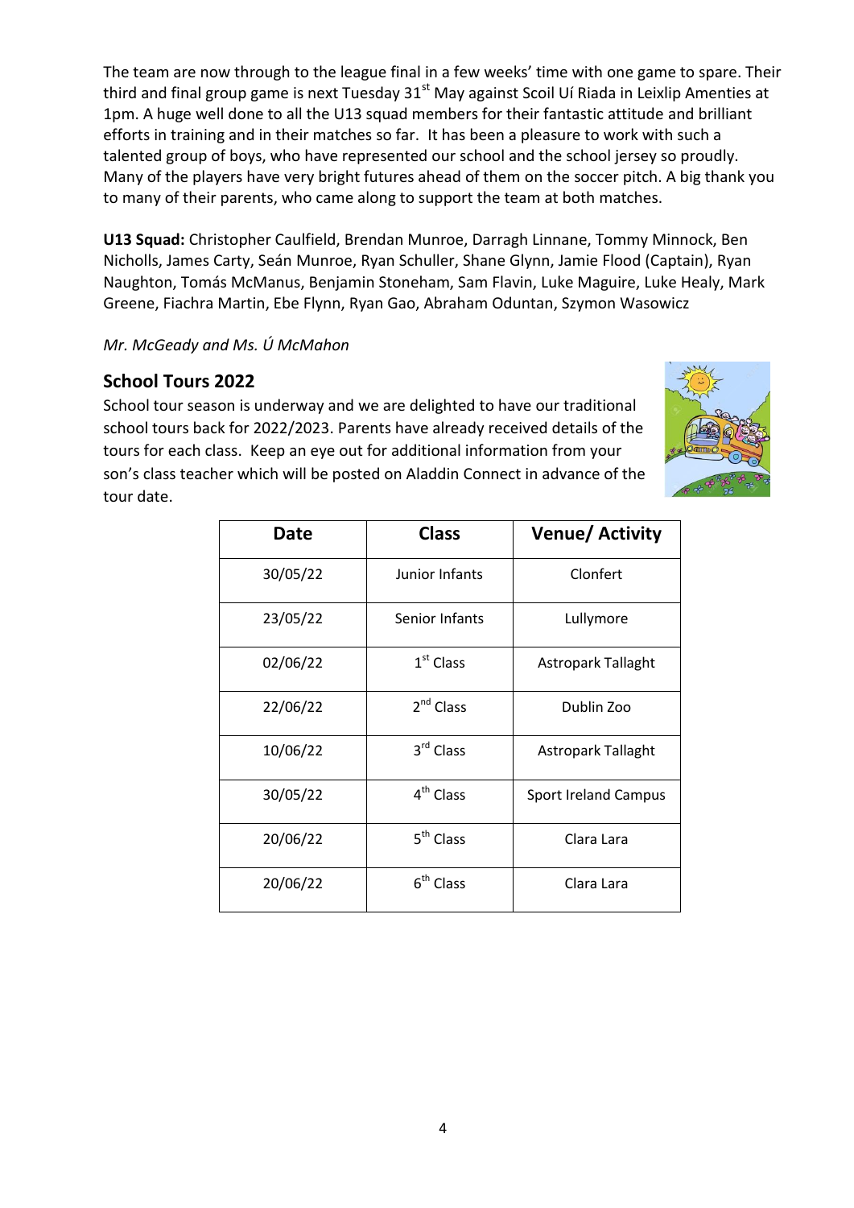The team are now through to the league final in a few weeks' time with one game to spare. Their third and final group game is next Tuesday 31st May against Scoil Uí Riada in Leixlip Amenties at 1pm. A huge well done to all the U13 squad members for their fantastic attitude and brilliant efforts in training and in their matches so far. It has been a pleasure to work with such a talented group of boys, who have represented our school and the school jersey so proudly. Many of the players have very bright futures ahead of them on the soccer pitch. A big thank you to many of their parents, who came along to support the team at both matches.

**U13 Squad:** Christopher Caulfield, Brendan Munroe, Darragh Linnane, Tommy Minnock, Ben Nicholls, James Carty, Seán Munroe, Ryan Schuller, Shane Glynn, Jamie Flood (Captain), Ryan Naughton, Tomás McManus, Benjamin Stoneham, Sam Flavin, Luke Maguire, Luke Healy, Mark Greene, Fiachra Martin, Ebe Flynn, Ryan Gao, Abraham Oduntan, Szymon Wasowicz

*Mr. McGeady and Ms. Ú McMahon*

## School Tours 2022

School tour season is underway and we are delighted to have our traditional school tours back for 2022/2023. Parents have already received details of the tours for each class. Keep an eye out for additional information from your son's class teacher which will be posted on Aladdin Connect in advance of the tour date.

| Date | Class | Venue/ Activity |
|---|---|---|
| 30/05/22 | Junior Infants | Clonfert |
| 23/05/22 | Senior Infants | Lullymore |
| 02/06/22 | 1st Class | Astropark Tallaght |
| 22/06/22 | 2nd Class | Dublin Zoo |
| 10/06/22 | 3rd Class | Astropark Tallaght |
| 30/05/22 | 4th Class | Sport Ireland Campus |
| 20/06/22 | 5th Class | Clara Lara |
| 20/06/22 | 6th Class | Clara Lara |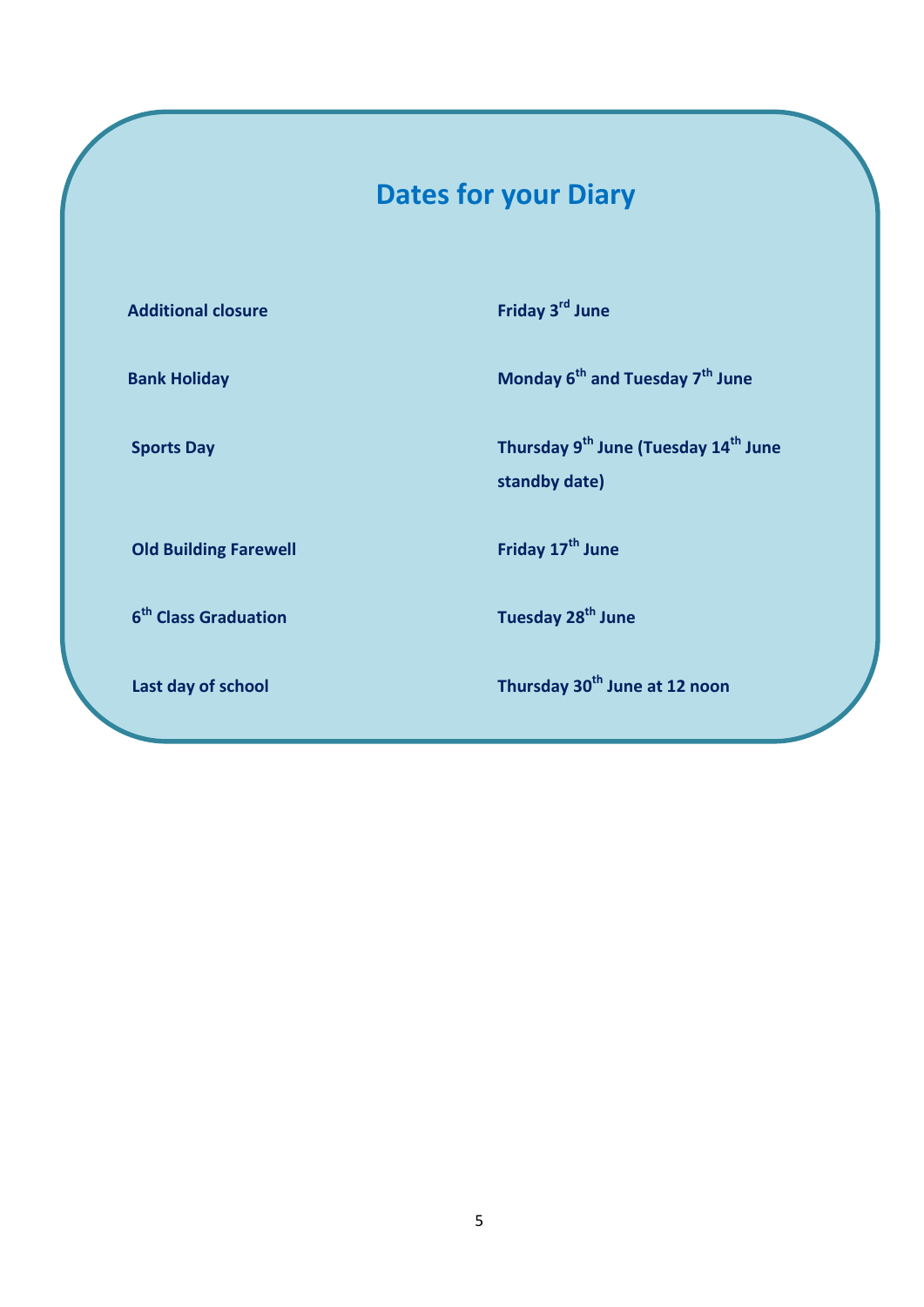# Dates for your Diary

| | |
|---|---|
| **Additional closure** | **Friday 3rd June** |
| **Bank Holiday** | **Monday 6th and Tuesday 7th June** |
| **Sports Day** | **Thursday 9th June (Tuesday 14th June standby date)** |
| **Old Building Farewell** | **Friday 17th June** |
| **6th Class Graduation** | **Tuesday 28th June** |
| **Last day of school** | **Thursday 30th June at 12 noon** |